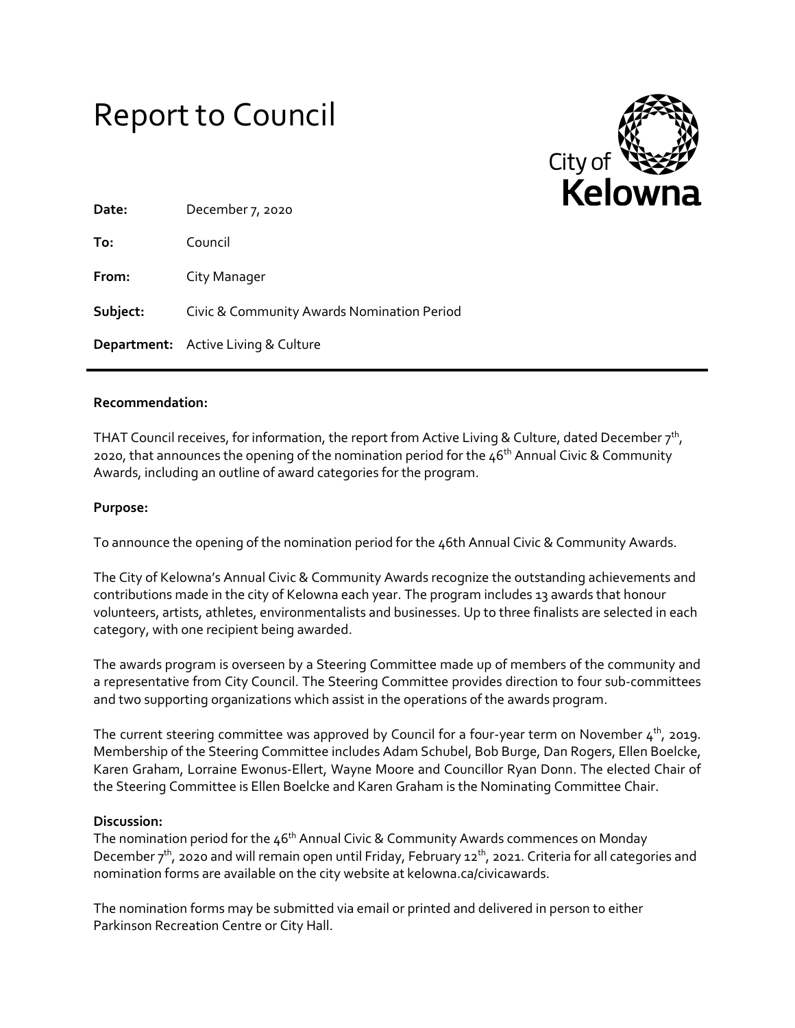# Report to Council

**Date:** December 7, 2020

**To:** Council

**From:** City Manager

**Subject:** Civic & Community Awards Nomination Period

**Department:** Active Living & Culture

---

**Recommendation:**

THAT Council receives, for information, the report from Active Living & Culture, dated December 7th, 2020, that announces the opening of the nomination period for the 46th Annual Civic & Community Awards, including an outline of award categories for the program.

**Purpose:**

To announce the opening of the nomination period for the 46th Annual Civic & Community Awards.

The City of Kelowna's Annual Civic & Community Awards recognize the outstanding achievements and contributions made in the city of Kelowna each year. The program includes 13 awards that honour volunteers, artists, athletes, environmentalists and businesses. Up to three finalists are selected in each category, with one recipient being awarded.

The awards program is overseen by a Steering Committee made up of members of the community and a representative from City Council. The Steering Committee provides direction to four sub-committees and two supporting organizations which assist in the operations of the awards program.

The current steering committee was approved by Council for a four-year term on November 4th, 2019. Membership of the Steering Committee includes Adam Schubel, Bob Burge, Dan Rogers, Ellen Boelcke, Karen Graham, Lorraine Ewonus-Ellert, Wayne Moore and Councillor Ryan Donn. The elected Chair of the Steering Committee is Ellen Boelcke and Karen Graham is the Nominating Committee Chair.

**Discussion:**

The nomination period for the 46th Annual Civic & Community Awards commences on Monday December 7th, 2020 and will remain open until Friday, February 12th, 2021. Criteria for all categories and nomination forms are available on the city website at kelowna.ca/civicawards.

The nomination forms may be submitted via email or printed and delivered in person to either Parkinson Recreation Centre or City Hall.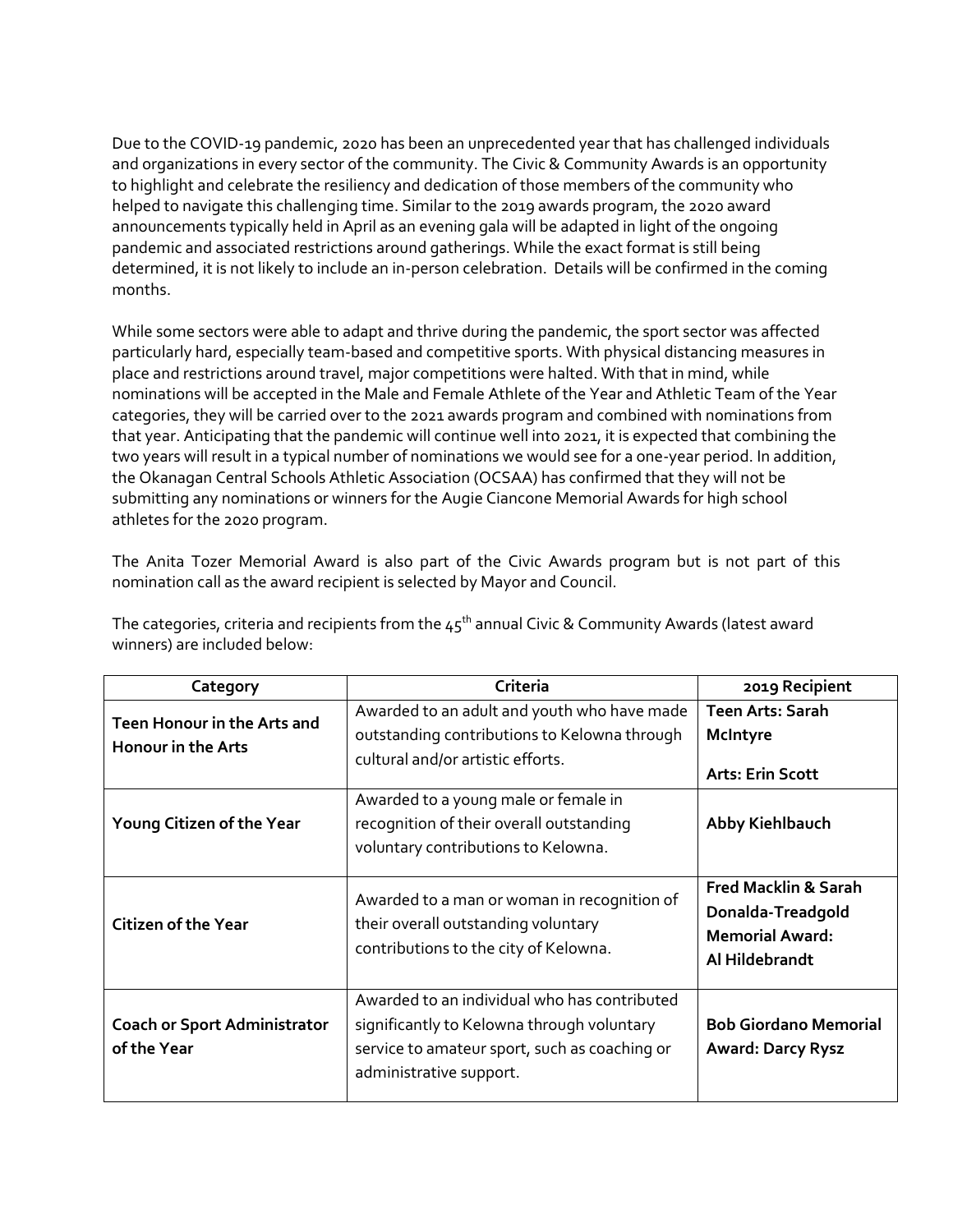Due to the COVID-19 pandemic, 2020 has been an unprecedented year that has challenged individuals and organizations in every sector of the community. The Civic & Community Awards is an opportunity to highlight and celebrate the resiliency and dedication of those members of the community who helped to navigate this challenging time. Similar to the 2019 awards program, the 2020 award announcements typically held in April as an evening gala will be adapted in light of the ongoing pandemic and associated restrictions around gatherings. While the exact format is still being determined, it is not likely to include an in-person celebration. Details will be confirmed in the coming months.

While some sectors were able to adapt and thrive during the pandemic, the sport sector was affected particularly hard, especially team-based and competitive sports. With physical distancing measures in place and restrictions around travel, major competitions were halted. With that in mind, while nominations will be accepted in the Male and Female Athlete of the Year and Athletic Team of the Year categories, they will be carried over to the 2021 awards program and combined with nominations from that year. Anticipating that the pandemic will continue well into 2021, it is expected that combining the two years will result in a typical number of nominations we would see for a one-year period. In addition, the Okanagan Central Schools Athletic Association (OCSAA) has confirmed that they will not be submitting any nominations or winners for the Augie Ciancone Memorial Awards for high school athletes for the 2020 program.

The Anita Tozer Memorial Award is also part of the Civic Awards program but is not part of this nomination call as the award recipient is selected by Mayor and Council.

The categories, criteria and recipients from the 45th annual Civic & Community Awards (latest award winners) are included below:

| Category | Criteria | 2019 Recipient |
|---|---|---|
| **Teen Honour in the Arts and Honour in the Arts** | Awarded to an adult and youth who have made outstanding contributions to Kelowna through cultural and/or artistic efforts. | **Teen Arts: Sarah McIntyre**<br>**Arts: Erin Scott** |
| **Young Citizen of the Year** | Awarded to a young male or female in recognition of their overall outstanding voluntary contributions to Kelowna. | **Abby Kiehlbauch** |
| **Citizen of the Year** | Awarded to a man or woman in recognition of their overall outstanding voluntary contributions to the city of Kelowna. | **Fred Macklin & Sarah Donalda-Treadgold Memorial Award: Al Hildebrandt** |
| **Coach or Sport Administrator of the Year** | Awarded to an individual who has contributed significantly to Kelowna through voluntary service to amateur sport, such as coaching or administrative support. | **Bob Giordano Memorial Award: Darcy Rysz** |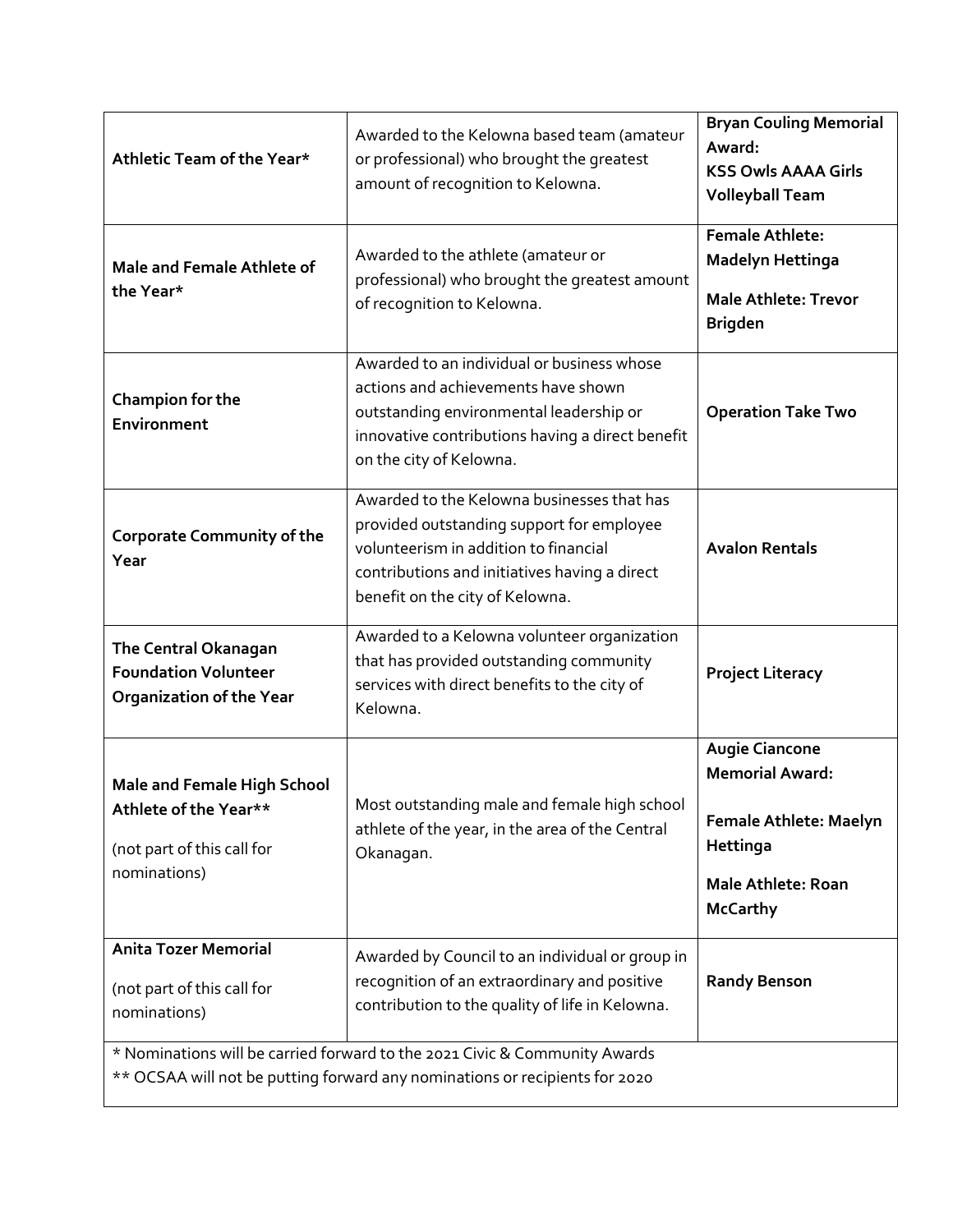| Athletic Team of the Year* | Awarded to the Kelowna based team (amateur or professional) who brought the greatest amount of recognition to Kelowna. | **Bryan Couling Memorial Award: KSS Owls AAAA Girls Volleyball Team** |
|---|---|---|
| **Male and Female Athlete of the Year*** | Awarded to the athlete (amateur or professional) who brought the greatest amount of recognition to Kelowna. | **Female Athlete: Madelyn Hettinga**<br><br>**Male Athlete: Trevor Brigden** |
| **Champion for the Environment** | Awarded to an individual or business whose actions and achievements have shown outstanding environmental leadership or innovative contributions having a direct benefit on the city of Kelowna. | **Operation Take Two** |
| **Corporate Community of the Year** | Awarded to the Kelowna businesses that has provided outstanding support for employee volunteerism in addition to financial contributions and initiatives having a direct benefit on the city of Kelowna. | **Avalon Rentals** |
| **The Central Okanagan Foundation Volunteer Organization of the Year** | Awarded to a Kelowna volunteer organization that has provided outstanding community services with direct benefits to the city of Kelowna. | **Project Literacy** |
| **Male and Female High School Athlete of the Year****<br><br>(not part of this call for nominations) | Most outstanding male and female high school athlete of the year, in the area of the Central Okanagan. | **Augie Ciancone Memorial Award:**<br><br>**Female Athlete: Maelyn Hettinga**<br><br>**Male Athlete: Roan McCarthy** |
| **Anita Tozer Memorial**<br><br>(not part of this call for nominations) | Awarded by Council to an individual or group in recognition of an extraordinary and positive contribution to the quality of life in Kelowna. | **Randy Benson** |

* Nominations will be carried forward to the 2021 Civic & Community Awards

** OCSAA will not be putting forward any nominations or recipients for 2020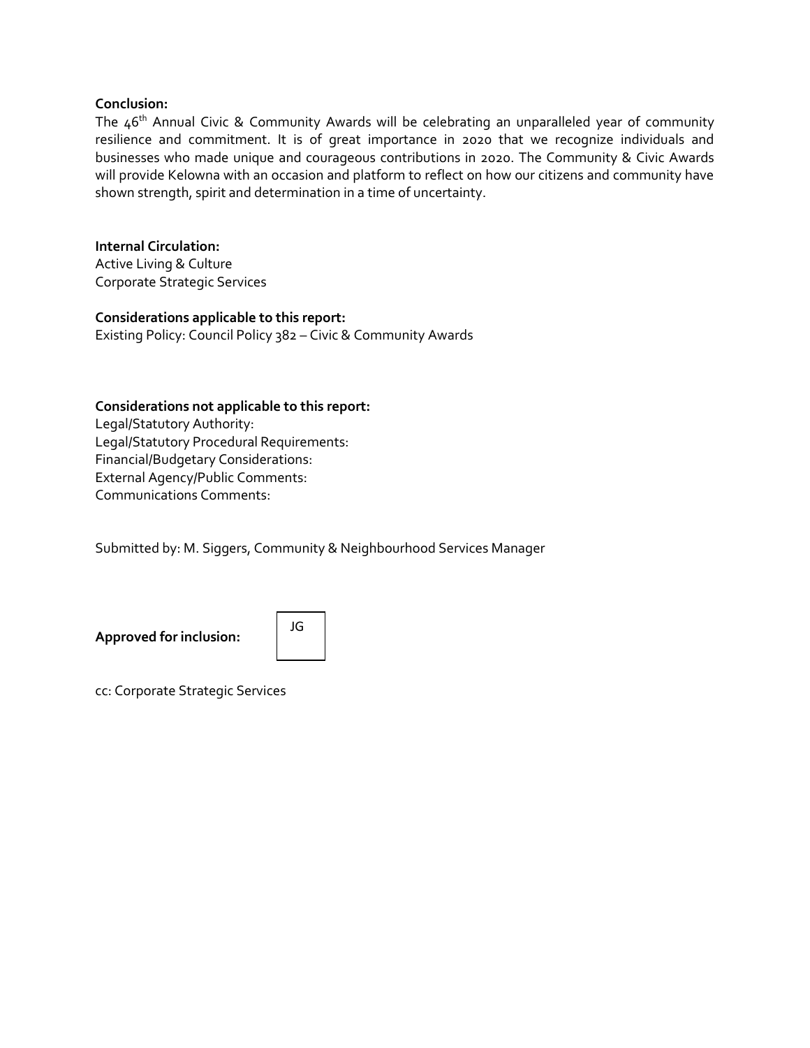**Conclusion:**
The 46th Annual Civic & Community Awards will be celebrating an unparalleled year of community resilience and commitment. It is of great importance in 2020 that we recognize individuals and businesses who made unique and courageous contributions in 2020. The Community & Civic Awards will provide Kelowna with an occasion and platform to reflect on how our citizens and community have shown strength, spirit and determination in a time of uncertainty.

**Internal Circulation:**
Active Living & Culture
Corporate Strategic Services

**Considerations applicable to this report:**
Existing Policy: Council Policy 382 – Civic & Community Awards

**Considerations not applicable to this report:**
Legal/Statutory Authority:
Legal/Statutory Procedural Requirements:
Financial/Budgetary Considerations:
External Agency/Public Comments:
Communications Comments:

Submitted by: M. Siggers, Community & Neighbourhood Services Manager

**Approved for inclusion:** JG

cc: Corporate Strategic Services